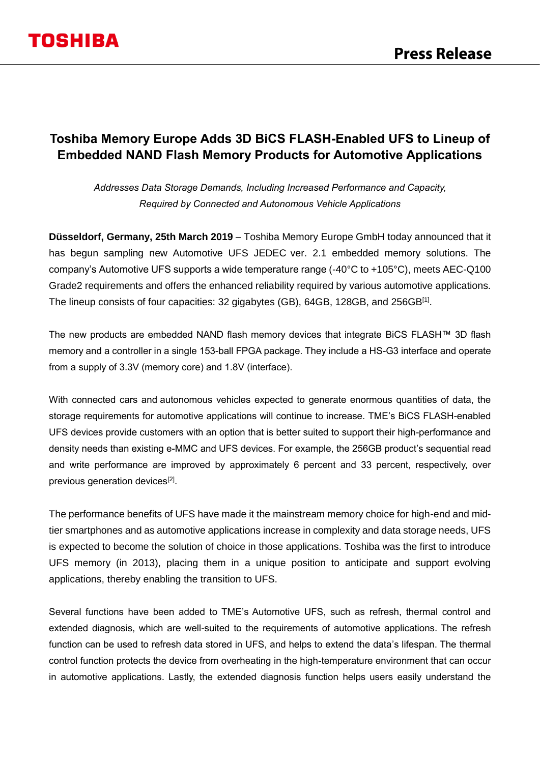# Toshiba Memory Europe Adds 3D BiCS FLASH-Enabled UFS to Lineup of Embedded NAND Flash Memory Products for Automotive Applications

*Addresses Data Storage Demands, Including Increased Performance and Capacity, Required by Connected and Autonomous Vehicle Applications*

**Düsseldorf, Germany, 25th March 2019** – Toshiba Memory Europe GmbH today announced that it has begun sampling new Automotive UFS JEDEC ver. 2.1 embedded memory solutions. The company's Automotive UFS supports a wide temperature range (-40°C to +105°C), meets AEC-Q100 Grade2 requirements and offers the enhanced reliability required by various automotive applications. The lineup consists of four capacities: 32 gigabytes (GB), 64GB, 128GB, and 256GB[1].

The new products are embedded NAND flash memory devices that integrate BiCS FLASH™ 3D flash memory and a controller in a single 153-ball FPGA package. They include a HS-G3 interface and operate from a supply of 3.3V (memory core) and 1.8V (interface).

With connected cars and autonomous vehicles expected to generate enormous quantities of data, the storage requirements for automotive applications will continue to increase. TME's BiCS FLASH-enabled UFS devices provide customers with an option that is better suited to support their high-performance and density needs than existing e-MMC and UFS devices. For example, the 256GB product's sequential read and write performance are improved by approximately 6 percent and 33 percent, respectively, over previous generation devices[2].

The performance benefits of UFS have made it the mainstream memory choice for high-end and mid-tier smartphones and as automotive applications increase in complexity and data storage needs, UFS is expected to become the solution of choice in those applications. Toshiba was the first to introduce UFS memory (in 2013), placing them in a unique position to anticipate and support evolving applications, thereby enabling the transition to UFS.

Several functions have been added to TME's Automotive UFS, such as refresh, thermal control and extended diagnosis, which are well-suited to the requirements of automotive applications. The refresh function can be used to refresh data stored in UFS, and helps to extend the data's lifespan. The thermal control function protects the device from overheating in the high-temperature environment that can occur in automotive applications. Lastly, the extended diagnosis function helps users easily understand the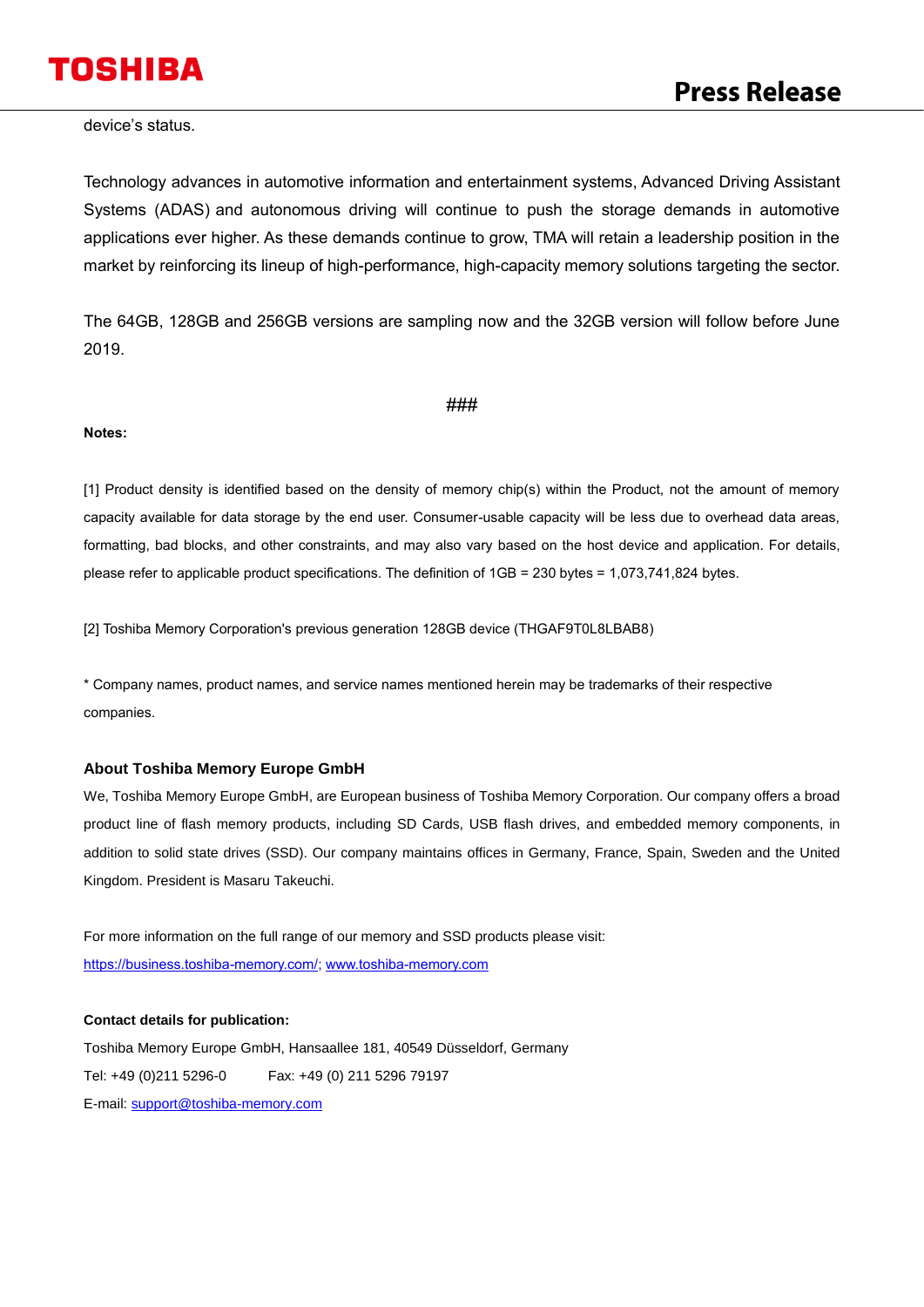device's status.

Technology advances in automotive information and entertainment systems, Advanced Driving Assistant Systems (ADAS) and autonomous driving will continue to push the storage demands in automotive applications ever higher. As these demands continue to grow, TMA will retain a leadership position in the market by reinforcing its lineup of high-performance, high-capacity memory solutions targeting the sector.

The 64GB, 128GB and 256GB versions are sampling now and the 32GB version will follow before June 2019.

###

**Notes:**

[1] Product density is identified based on the density of memory chip(s) within the Product, not the amount of memory capacity available for data storage by the end user. Consumer-usable capacity will be less due to overhead data areas, formatting, bad blocks, and other constraints, and may also vary based on the host device and application. For details, please refer to applicable product specifications. The definition of 1GB = 230 bytes = 1,073,741,824 bytes.

[2] Toshiba Memory Corporation's previous generation 128GB device (THGAF9T0L8LBAB8)

* Company names, product names, and service names mentioned herein may be trademarks of their respective companies.

### About Toshiba Memory Europe GmbH

We, Toshiba Memory Europe GmbH, are European business of Toshiba Memory Corporation. Our company offers a broad product line of flash memory products, including SD Cards, USB flash drives, and embedded memory components, in addition to solid state drives (SSD). Our company maintains offices in Germany, France, Spain, Sweden and the United Kingdom. President is Masaru Takeuchi.

For more information on the full range of our memory and SSD products please visit:
https://business.toshiba-memory.com/; www.toshiba-memory.com

**Contact details for publication:**

Toshiba Memory Europe GmbH, Hansaallee 181, 40549 Düsseldorf, Germany
Tel: +49 (0)211 5296-0 Fax: +49 (0) 211 5296 79197
E-mail: support@toshiba-memory.com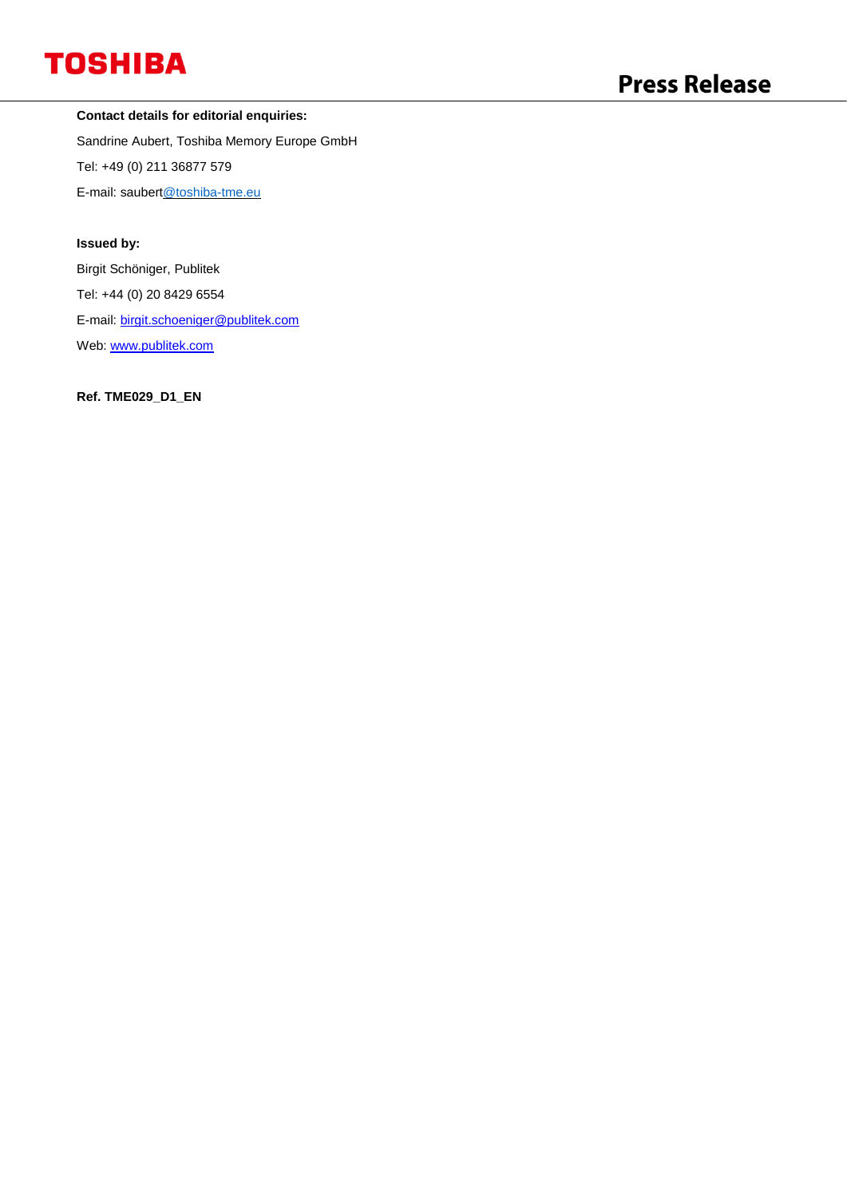**Contact details for editorial enquiries:**

Sandrine Aubert, Toshiba Memory Europe GmbH

Tel: +49 (0) 211 36877 579

E-mail: saubert@toshiba-tme.eu

**Issued by:**

Birgit Schöniger, Publitek

Tel: +44 (0) 20 8429 6554

E-mail: birgit.schoeniger@publitek.com

Web: www.publitek.com

**Ref. TME029_D1_EN**